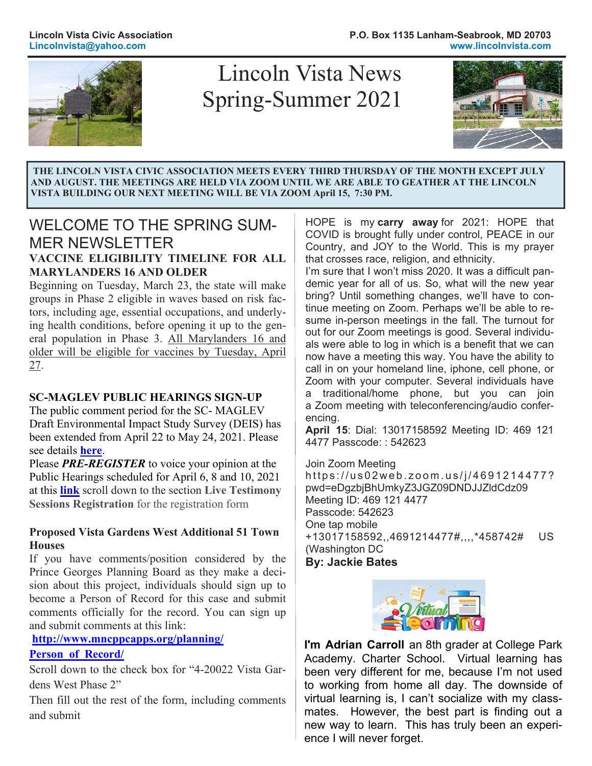**Lincoln Vista Civic Association**
**Lincolnvista@yahoo.com**

**P.O. Box 1135 Lanham-Seabrook, MD 20703**
**www.lincolnvista.com**

# Lincoln Vista News
# Spring-Summer 2021

**THE LINCOLN VISTA CIVIC ASSOCIATION MEETS EVERY THIRD THURSDAY OF THE MONTH EXCEPT JULY AND AUGUST. THE MEETINGS ARE HELD VIA ZOOM UNTIL WE ARE ABLE TO GEATHER AT THE LINCOLN VISTA BUILDING OUR NEXT MEETING WILL BE VIA ZOOM April 15, 7:30 PM.**

## WELCOME TO THE SPRING SUMMER NEWSLETTER

### VACCINE ELIGIBILITY TIMELINE FOR ALL MARYLANDERS 16 AND OLDER

Beginning on Tuesday, March 23, the state will make groups in Phase 2 eligible in waves based on risk factors, including age, essential occupations, and underlying health conditions, before opening it up to the general population in Phase 3. All Marylanders 16 and older will be eligible for vaccines by Tuesday, April 27.

### SC-MAGLEV PUBLIC HEARINGS SIGN-UP

The public comment period for the SC- MAGLEV Draft Environmental Impact Study Survey (DEIS) has been extended from April 22 to May 24, 2021. Please see details **here**.

Please ***PRE-REGISTER*** to voice your opinion at the Public Hearings scheduled for April 6, 8 and 10, 2021 at this **link** scroll down to the section **Live Testimony Sessions Registration** for the registration form

### Proposed Vista Gardens West Additional 51 Town Houses

If you have comments/position considered by the Prince Georges Planning Board as they make a decision about this project, individuals should sign up to become a Person of Record for this case and submit comments officially for the record. You can sign up and submit comments at this link:

**http://www.mncppcapps.org/planning/Person_of_Record/**

Scroll down to the check box for "4-20022 Vista Gardens West Phase 2"

Then fill out the rest of the form, including comments and submit

HOPE is my **carry away** for 2021: HOPE that COVID is brought fully under control, PEACE in our Country, and JOY to the World. This is my prayer that crosses race, religion, and ethnicity.

I'm sure that I won't miss 2020. It was a difficult pandemic year for all of us. So, what will the new year bring? Until something changes, we'll have to continue meeting on Zoom. Perhaps we'll be able to resume in-person meetings in the fall. The turnout for out for our Zoom meetings is good. Several individuals were able to log in which is a benefit that we can now have a meeting this way. You have the ability to call in on your homeland line, iphone, cell phone, or Zoom with your computer. Several individuals have a traditional/home phone, but you can join a Zoom meeting with teleconferencing/audio conferencing.

**April 15**: Dial: 13017158592 Meeting ID: 469 121 4477 Passcode: : 542623

Join Zoom Meeting
https://us02web.zoom.us/j/4691214477?pwd=eDgzbjBhUmkyZ3JGZ09DNDJJZldCdz09
Meeting ID: 469 121 4477
Passcode: 542623
One tap mobile
+13017158592,,4691214477#,,,,*458742# US (Washington DC

**By: Jackie Bates**

**I'm Adrian Carroll** an 8th grader at College Park Academy. Charter School. Virtual learning has been very different for me, because I'm not used to working from home all day. The downside of virtual learning is, I can't socialize with my classmates. However, the best part is finding out a new way to learn. This has truly been an experience I will never forget.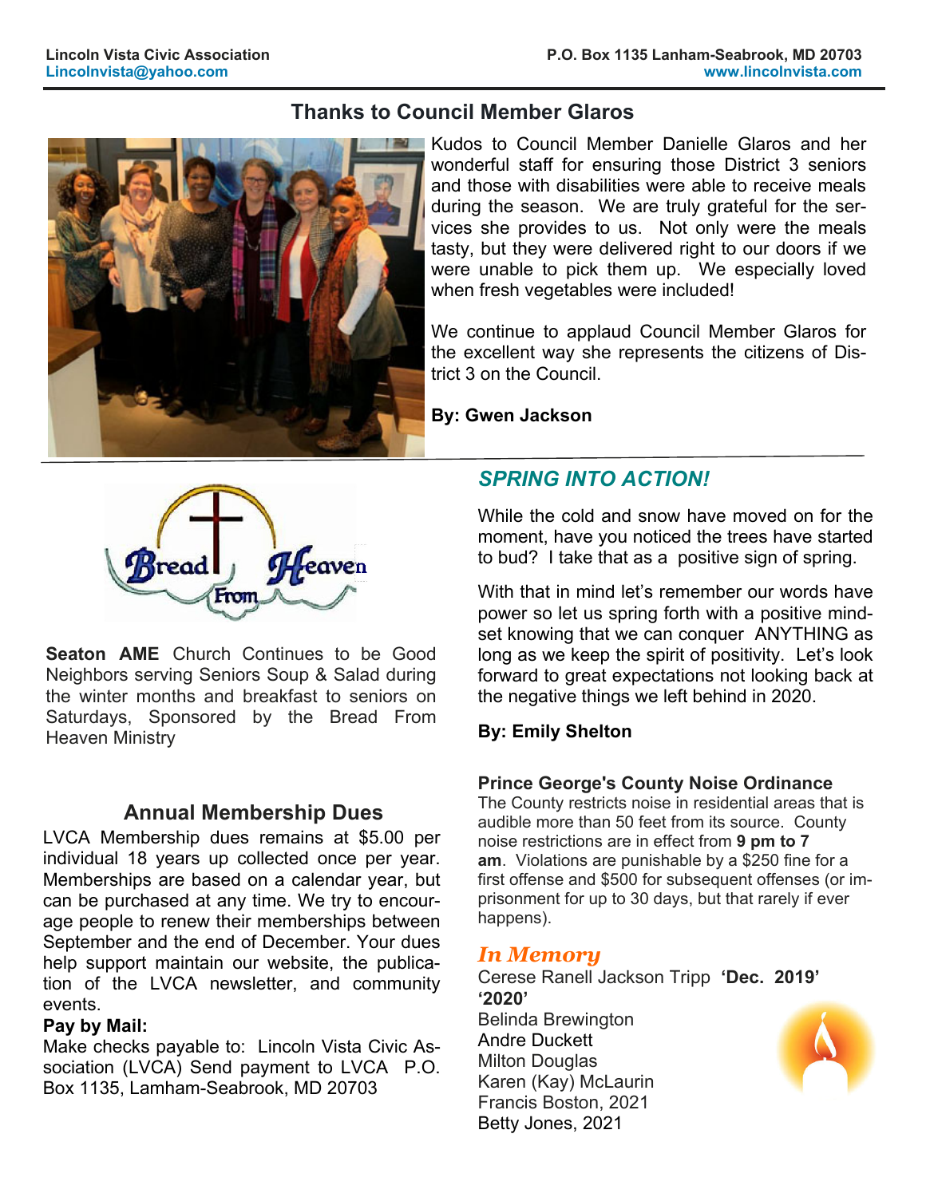Lincoln Vista Civic Association
Lincolnvista@yahoo.com

P.O. Box 1135 Lanham-Seabrook, MD 20703
www.lincolnvista.com

## Thanks to Council Member Glaros

Kudos to Council Member Danielle Glaros and her wonderful staff for ensuring those District 3 seniors and those with disabilities were able to receive meals during the season. We are truly grateful for the services she provides to us. Not only were the meals tasty, but they were delivered right to our doors if we were unable to pick them up. We especially loved when fresh vegetables were included!

We continue to applaud Council Member Glaros for the excellent way she represents the citizens of District 3 on the Council.

**By: Gwen Jackson**

Bread From Heaven

**Seaton AME** Church Continues to be Good Neighbors serving Seniors Soup & Salad during the winter months and breakfast to seniors on Saturdays, Sponsored by the Bread From Heaven Ministry

## Annual Membership Dues

LVCA Membership dues remains at $5.00 per individual 18 years up collected once per year. Memberships are based on a calendar year, but can be purchased at any time. We try to encourage people to renew their memberships between September and the end of December. Your dues help support maintain our website, the publication of the LVCA newsletter, and community events.

**Pay by Mail:**

Make checks payable to: Lincoln Vista Civic Association (LVCA) Send payment to LVCA P.O. Box 1135, Lamham-Seabrook, MD 20703

## *SPRING INTO ACTION!*

While the cold and snow have moved on for the moment, have you noticed the trees have started to bud? I take that as a positive sign of spring.

With that in mind let's remember our words have power so let us spring forth with a positive mindset knowing that we can conquer ANYTHING as long as we keep the spirit of positivity. Let's look forward to great expectations not looking back at the negative things we left behind in 2020.

**By: Emily Shelton**

### Prince George's County Noise Ordinance

The County restricts noise in residential areas that is audible more than 50 feet from its source. County noise restrictions are in effect from **9 pm to 7 am**. Violations are punishable by a $250 fine for a first offense and $500 for subsequent offenses (or imprisonment for up to 30 days, but that rarely if ever happens).

## *In Memory*

Cerese Ranell Jackson Tripp **'Dec. 2019'**
**'2020'**
Belinda Brewington
Andre Duckett
Milton Douglas
Karen (Kay) McLaurin
Francis Boston, 2021
Betty Jones, 2021